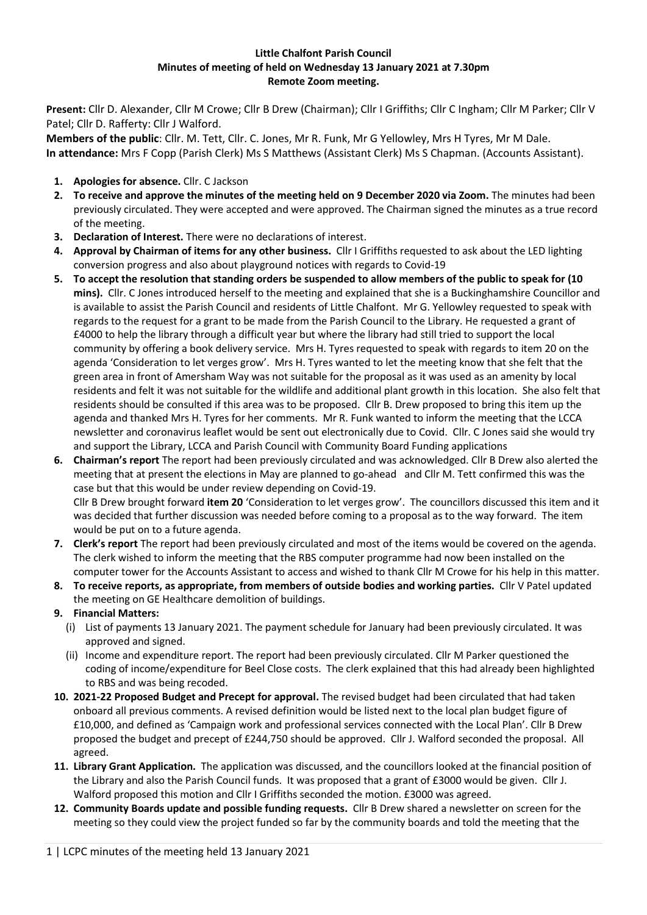**Little Chalfont Parish Council**
**Minutes of meeting of held on Wednesday 13 January 2021 at 7.30pm**
**Remote Zoom meeting.**

**Present:** Cllr D. Alexander, Cllr M Crowe; Cllr B Drew (Chairman); Cllr I Griffiths; Cllr C Ingham; Cllr M Parker; Cllr V Patel; Cllr D. Rafferty: Cllr J Walford.
**Members of the public**: Cllr. M. Tett, Cllr. C. Jones, Mr R. Funk, Mr G Yellowley, Mrs H Tyres, Mr M Dale.
**In attendance:** Mrs F Copp (Parish Clerk) Ms S Matthews (Assistant Clerk) Ms S Chapman. (Accounts Assistant).

1. **Apologies for absence.** Cllr. C Jackson
2. **To receive and approve the minutes of the meeting held on 9 December 2020 via Zoom.** The minutes had been previously circulated. They were accepted and were approved. The Chairman signed the minutes as a true record of the meeting.
3. **Declaration of Interest.** There were no declarations of interest.
4. **Approval by Chairman of items for any other business.** Cllr I Griffiths requested to ask about the LED lighting conversion progress and also about playground notices with regards to Covid-19
5. **To accept the resolution that standing orders be suspended to allow members of the public to speak for (10 mins).** Cllr. C Jones introduced herself to the meeting and explained that she is a Buckinghamshire Councillor and is available to assist the Parish Council and residents of Little Chalfont. Mr G. Yellowley requested to speak with regards to the request for a grant to be made from the Parish Council to the Library. He requested a grant of £4000 to help the library through a difficult year but where the library had still tried to support the local community by offering a book delivery service. Mrs H. Tyres requested to speak with regards to item 20 on the agenda 'Consideration to let verges grow'. Mrs H. Tyres wanted to let the meeting know that she felt that the green area in front of Amersham Way was not suitable for the proposal as it was used as an amenity by local residents and felt it was not suitable for the wildlife and additional plant growth in this location. She also felt that residents should be consulted if this area was to be proposed. Cllr B. Drew proposed to bring this item up the agenda and thanked Mrs H. Tyres for her comments. Mr R. Funk wanted to inform the meeting that the LCCA newsletter and coronavirus leaflet would be sent out electronically due to Covid. Cllr. C Jones said she would try and support the Library, LCCA and Parish Council with Community Board Funding applications
6. **Chairman's report** The report had been previously circulated and was acknowledged. Cllr B Drew also alerted the meeting that at present the elections in May are planned to go-ahead and Cllr M. Tett confirmed this was the case but that this would be under review depending on Covid-19.
   Cllr B Drew brought forward **item 20** 'Consideration to let verges grow'. The councillors discussed this item and it was decided that further discussion was needed before coming to a proposal as to the way forward. The item would be put on to a future agenda.
7. **Clerk's report** The report had been previously circulated and most of the items would be covered on the agenda. The clerk wished to inform the meeting that the RBS computer programme had now been installed on the computer tower for the Accounts Assistant to access and wished to thank Cllr M Crowe for his help in this matter.
8. **To receive reports, as appropriate, from members of outside bodies and working parties.** Cllr V Patel updated the meeting on GE Healthcare demolition of buildings.
9. **Financial Matters:**
   (i) List of payments 13 January 2021. The payment schedule for January had been previously circulated. It was approved and signed.
   (ii) Income and expenditure report. The report had been previously circulated. Cllr M Parker questioned the coding of income/expenditure for Beel Close costs. The clerk explained that this had already been highlighted to RBS and was being recoded.
10. **2021-22 Proposed Budget and Precept for approval.** The revised budget had been circulated that had taken onboard all previous comments. A revised definition would be listed next to the local plan budget figure of £10,000, and defined as 'Campaign work and professional services connected with the Local Plan'. Cllr B Drew proposed the budget and precept of £244,750 should be approved. Cllr J. Walford seconded the proposal. All agreed.
11. **Library Grant Application.** The application was discussed, and the councillors looked at the financial position of the Library and also the Parish Council funds. It was proposed that a grant of £3000 would be given. Cllr J. Walford proposed this motion and Cllr I Griffiths seconded the motion. £3000 was agreed.
12. **Community Boards update and possible funding requests.** Cllr B Drew shared a newsletter on screen for the meeting so they could view the project funded so far by the community boards and told the meeting that the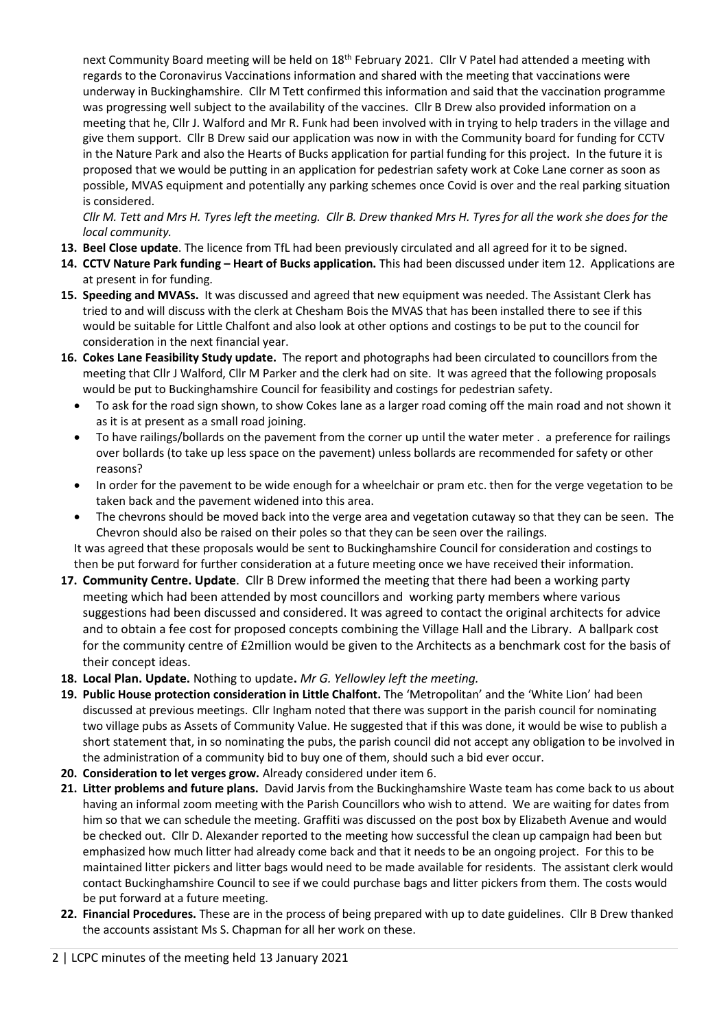next Community Board meeting will be held on 18th February 2021. Cllr V Patel had attended a meeting with regards to the Coronavirus Vaccinations information and shared with the meeting that vaccinations were underway in Buckinghamshire. Cllr M Tett confirmed this information and said that the vaccination programme was progressing well subject to the availability of the vaccines. Cllr B Drew also provided information on a meeting that he, Cllr J. Walford and Mr R. Funk had been involved with in trying to help traders in the village and give them support. Cllr B Drew said our application was now in with the Community board for funding for CCTV in the Nature Park and also the Hearts of Bucks application for partial funding for this project. In the future it is proposed that we would be putting in an application for pedestrian safety work at Coke Lane corner as soon as possible, MVAS equipment and potentially any parking schemes once Covid is over and the real parking situation is considered.

*Cllr M. Tett and Mrs H. Tyres left the meeting. Cllr B. Drew thanked Mrs H. Tyres for all the work she does for the local community.*

13. **Beel Close update**. The licence from TfL had been previously circulated and all agreed for it to be signed.
14. **CCTV Nature Park funding – Heart of Bucks application.** This had been discussed under item 12. Applications are at present in for funding.
15. **Speeding and MVASs.** It was discussed and agreed that new equipment was needed. The Assistant Clerk has tried to and will discuss with the clerk at Chesham Bois the MVAS that has been installed there to see if this would be suitable for Little Chalfont and also look at other options and costings to be put to the council for consideration in the next financial year.
16. **Cokes Lane Feasibility Study update.** The report and photographs had been circulated to councillors from the meeting that Cllr J Walford, Cllr M Parker and the clerk had on site. It was agreed that the following proposals would be put to Buckinghamshire Council for feasibility and costings for pedestrian safety.
    - To ask for the road sign shown, to show Cokes lane as a larger road coming off the main road and not shown it as it is at present as a small road joining.
    - To have railings/bollards on the pavement from the corner up until the water meter . a preference for railings over bollards (to take up less space on the pavement) unless bollards are recommended for safety or other reasons?
    - In order for the pavement to be wide enough for a wheelchair or pram etc. then for the verge vegetation to be taken back and the pavement widened into this area.
    - The chevrons should be moved back into the verge area and vegetation cutaway so that they can be seen. The Chevron should also be raised on their poles so that they can be seen over the railings.

    It was agreed that these proposals would be sent to Buckinghamshire Council for consideration and costings to then be put forward for further consideration at a future meeting once we have received their information.
17. **Community Centre. Update**. Cllr B Drew informed the meeting that there had been a working party meeting which had been attended by most councillors and working party members where various suggestions had been discussed and considered. It was agreed to contact the original architects for advice and to obtain a fee cost for proposed concepts combining the Village Hall and the Library. A ballpark cost for the community centre of £2million would be given to the Architects as a benchmark cost for the basis of their concept ideas.
18. **Local Plan. Update.** Nothing to update**.** *Mr G. Yellowley left the meeting.*
19. **Public House protection consideration in Little Chalfont.** The 'Metropolitan' and the 'White Lion' had been discussed at previous meetings. Cllr Ingham noted that there was support in the parish council for nominating two village pubs as Assets of Community Value. He suggested that if this was done, it would be wise to publish a short statement that, in so nominating the pubs, the parish council did not accept any obligation to be involved in the administration of a community bid to buy one of them, should such a bid ever occur.
20. **Consideration to let verges grow.** Already considered under item 6.
21. **Litter problems and future plans.** David Jarvis from the Buckinghamshire Waste team has come back to us about having an informal zoom meeting with the Parish Councillors who wish to attend. We are waiting for dates from him so that we can schedule the meeting. Graffiti was discussed on the post box by Elizabeth Avenue and would be checked out. Cllr D. Alexander reported to the meeting how successful the clean up campaign had been but emphasized how much litter had already come back and that it needs to be an ongoing project. For this to be maintained litter pickers and litter bags would need to be made available for residents. The assistant clerk would contact Buckinghamshire Council to see if we could purchase bags and litter pickers from them. The costs would be put forward at a future meeting.
22. **Financial Procedures.** These are in the process of being prepared with up to date guidelines. Cllr B Drew thanked the accounts assistant Ms S. Chapman for all her work on these.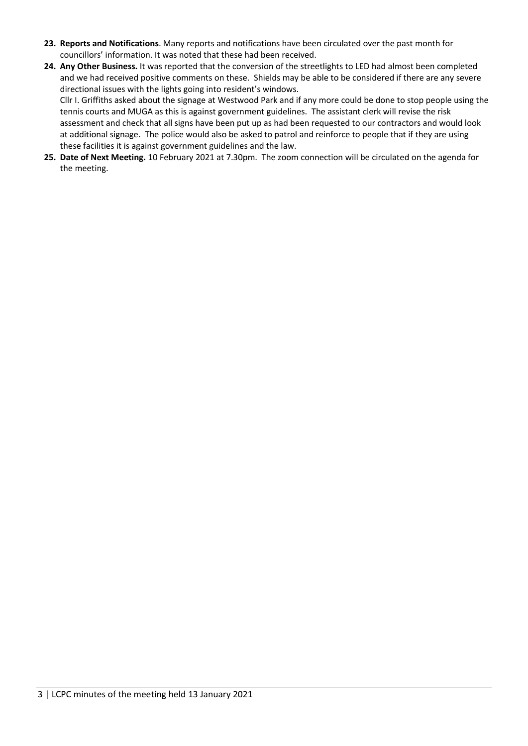23. **Reports and Notifications**. Many reports and notifications have been circulated over the past month for councillors' information. It was noted that these had been received.
24. **Any Other Business.** It was reported that the conversion of the streetlights to LED had almost been completed and we had received positive comments on these. Shields may be able to be considered if there are any severe directional issues with the lights going into resident's windows.
    Cllr I. Griffiths asked about the signage at Westwood Park and if any more could be done to stop people using the tennis courts and MUGA as this is against government guidelines. The assistant clerk will revise the risk assessment and check that all signs have been put up as had been requested to our contractors and would look at additional signage. The police would also be asked to patrol and reinforce to people that if they are using these facilities it is against government guidelines and the law.
25. **Date of Next Meeting.** 10 February 2021 at 7.30pm. The zoom connection will be circulated on the agenda for the meeting.